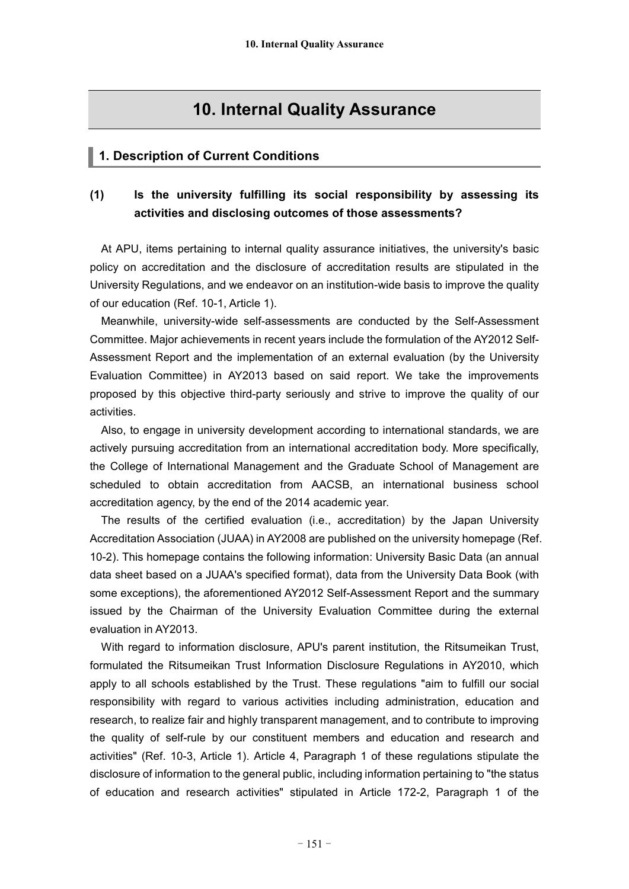# 10. Internal Quality Assurance

## 1. Description of Current Conditions

### (1) Is the university fulfilling its social responsibility by assessing its activities and disclosing outcomes of those assessments?

At APU, items pertaining to internal quality assurance initiatives, the university's basic policy on accreditation and the disclosure of accreditation results are stipulated in the University Regulations, and we endeavor on an institution-wide basis to improve the quality of our education (Ref. 10-1, Article 1).

Meanwhile, university-wide self-assessments are conducted by the Self-Assessment Committee. Major achievements in recent years include the formulation of the AY2012 Self-Assessment Report and the implementation of an external evaluation (by the University Evaluation Committee) in AY2013 based on said report. We take the improvements proposed by this objective third-party seriously and strive to improve the quality of our activities.

Also, to engage in university development according to international standards, we are actively pursuing accreditation from an international accreditation body. More specifically, the College of International Management and the Graduate School of Management are scheduled to obtain accreditation from AACSB, an international business school accreditation agency, by the end of the 2014 academic year.

The results of the certified evaluation (i.e., accreditation) by the Japan University Accreditation Association (JUAA) in AY2008 are published on the university homepage (Ref. 10-2). This homepage contains the following information: University Basic Data (an annual data sheet based on a JUAA's specified format), data from the University Data Book (with some exceptions), the aforementioned AY2012 Self-Assessment Report and the summary issued by the Chairman of the University Evaluation Committee during the external evaluation in AY2013.

With regard to information disclosure, APU's parent institution, the Ritsumeikan Trust, formulated the Ritsumeikan Trust Information Disclosure Regulations in AY2010, which apply to all schools established by the Trust. These regulations "aim to fulfill our social responsibility with regard to various activities including administration, education and research, to realize fair and highly transparent management, and to contribute to improving the quality of self-rule by our constituent members and education and research and activities" (Ref. 10-3, Article 1). Article 4, Paragraph 1 of these regulations stipulate the disclosure of information to the general public, including information pertaining to "the status of education and research activities" stipulated in Article 172-2, Paragraph 1 of the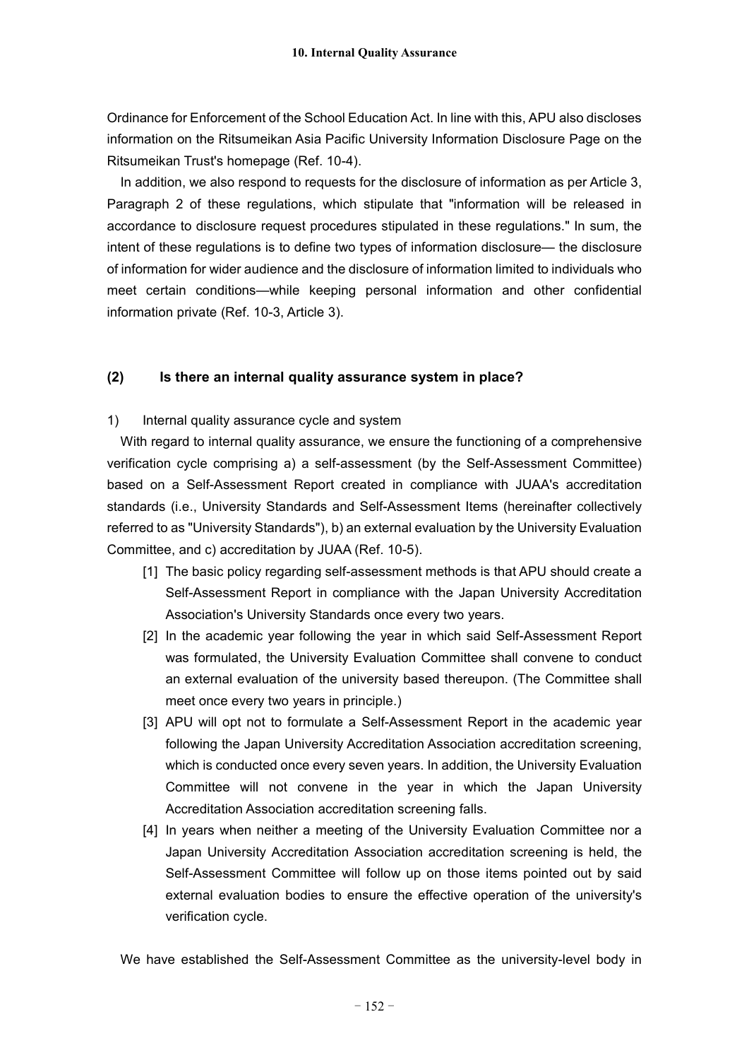Ordinance for Enforcement of the School Education Act. In line with this, APU also discloses information on the Ritsumeikan Asia Pacific University Information Disclosure Page on the Ritsumeikan Trust's homepage (Ref. 10-4).

In addition, we also respond to requests for the disclosure of information as per Article 3, Paragraph 2 of these regulations, which stipulate that "information will be released in accordance to disclosure request procedures stipulated in these regulations." In sum, the intent of these regulations is to define two types of information disclosure— the disclosure of information for wider audience and the disclosure of information limited to individuals who meet certain conditions—while keeping personal information and other confidential information private (Ref. 10-3, Article 3).

### (2) Is there an internal quality assurance system in place?

1) Internal quality assurance cycle and system

With regard to internal quality assurance, we ensure the functioning of a comprehensive verification cycle comprising a) a self-assessment (by the Self-Assessment Committee) based on a Self-Assessment Report created in compliance with JUAA's accreditation standards (i.e., University Standards and Self-Assessment Items (hereinafter collectively referred to as "University Standards"), b) an external evaluation by the University Evaluation Committee, and c) accreditation by JUAA (Ref. 10-5).

[1] The basic policy regarding self-assessment methods is that APU should create a Self-Assessment Report in compliance with the Japan University Accreditation Association's University Standards once every two years.

[2] In the academic year following the year in which said Self-Assessment Report was formulated, the University Evaluation Committee shall convene to conduct an external evaluation of the university based thereupon. (The Committee shall meet once every two years in principle.)

[3] APU will opt not to formulate a Self-Assessment Report in the academic year following the Japan University Accreditation Association accreditation screening, which is conducted once every seven years. In addition, the University Evaluation Committee will not convene in the year in which the Japan University Accreditation Association accreditation screening falls.

[4] In years when neither a meeting of the University Evaluation Committee nor a Japan University Accreditation Association accreditation screening is held, the Self-Assessment Committee will follow up on those items pointed out by said external evaluation bodies to ensure the effective operation of the university's verification cycle.

We have established the Self-Assessment Committee as the university-level body in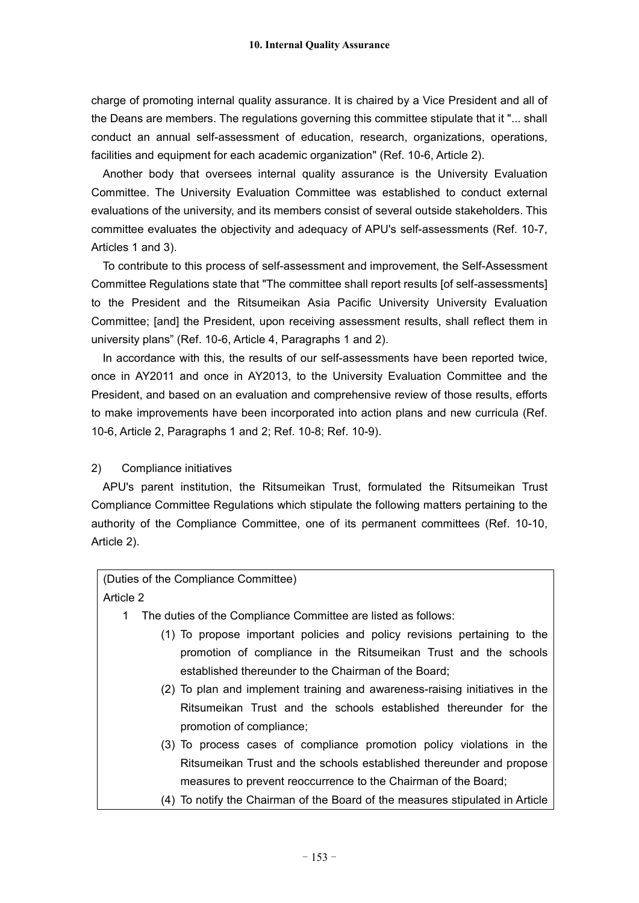charge of promoting internal quality assurance. It is chaired by a Vice President and all of the Deans are members. The regulations governing this committee stipulate that it "... shall conduct an annual self-assessment of education, research, organizations, operations, facilities and equipment for each academic organization" (Ref. 10-6, Article 2).

Another body that oversees internal quality assurance is the University Evaluation Committee. The University Evaluation Committee was established to conduct external evaluations of the university, and its members consist of several outside stakeholders. This committee evaluates the objectivity and adequacy of APU's self-assessments (Ref. 10-7, Articles 1 and 3).

To contribute to this process of self-assessment and improvement, the Self-Assessment Committee Regulations state that "The committee shall report results [of self-assessments] to the President and the Ritsumeikan Asia Pacific University University Evaluation Committee; [and] the President, upon receiving assessment results, shall reflect them in university plans" (Ref. 10-6, Article 4, Paragraphs 1 and 2).

In accordance with this, the results of our self-assessments have been reported twice, once in AY2011 and once in AY2013, to the University Evaluation Committee and the President, and based on an evaluation and comprehensive review of those results, efforts to make improvements have been incorporated into action plans and new curricula (Ref. 10-6, Article 2, Paragraphs 1 and 2; Ref. 10-8; Ref. 10-9).

2) Compliance initiatives

APU's parent institution, the Ritsumeikan Trust, formulated the Ritsumeikan Trust Compliance Committee Regulations which stipulate the following matters pertaining to the authority of the Compliance Committee, one of its permanent committees (Ref. 10-10, Article 2).

> (Duties of the Compliance Committee)
>
> Article 2
>
> 1 The duties of the Compliance Committee are listed as follows:
>
> (1) To propose important policies and policy revisions pertaining to the promotion of compliance in the Ritsumeikan Trust and the schools established thereunder to the Chairman of the Board;
>
> (2) To plan and implement training and awareness-raising initiatives in the Ritsumeikan Trust and the schools established thereunder for the promotion of compliance;
>
> (3) To process cases of compliance promotion policy violations in the Ritsumeikan Trust and the schools established thereunder and propose measures to prevent reoccurrence to the Chairman of the Board;
>
> (4) To notify the Chairman of the Board of the measures stipulated in Article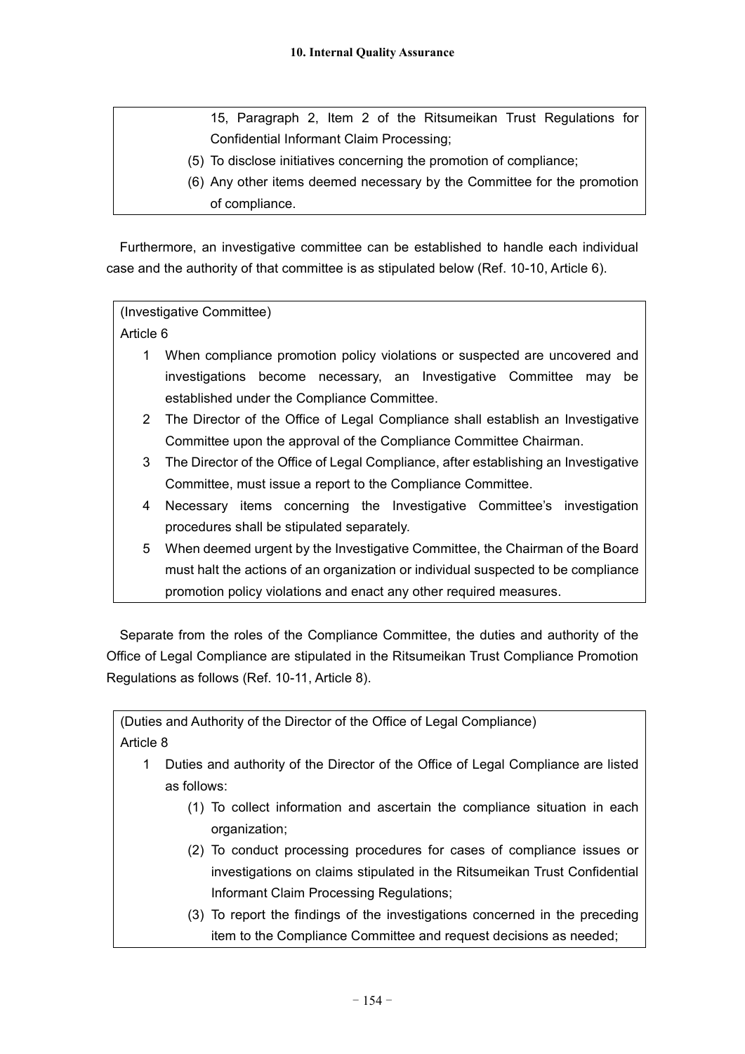15, Paragraph 2, Item 2 of the Ritsumeikan Trust Regulations for Confidential Informant Claim Processing;

(5) To disclose initiatives concerning the promotion of compliance;

(6) Any other items deemed necessary by the Committee for the promotion of compliance.

Furthermore, an investigative committee can be established to handle each individual case and the authority of that committee is as stipulated below (Ref. 10-10, Article 6).

(Investigative Committee)

Article 6

1 When compliance promotion policy violations or suspected are uncovered and investigations become necessary, an Investigative Committee may be established under the Compliance Committee.

2 The Director of the Office of Legal Compliance shall establish an Investigative Committee upon the approval of the Compliance Committee Chairman.

3 The Director of the Office of Legal Compliance, after establishing an Investigative Committee, must issue a report to the Compliance Committee.

4 Necessary items concerning the Investigative Committee's investigation procedures shall be stipulated separately.

5 When deemed urgent by the Investigative Committee, the Chairman of the Board must halt the actions of an organization or individual suspected to be compliance promotion policy violations and enact any other required measures.

Separate from the roles of the Compliance Committee, the duties and authority of the Office of Legal Compliance are stipulated in the Ritsumeikan Trust Compliance Promotion Regulations as follows (Ref. 10-11, Article 8).

(Duties and Authority of the Director of the Office of Legal Compliance)

Article 8

1 Duties and authority of the Director of the Office of Legal Compliance are listed as follows:

(1) To collect information and ascertain the compliance situation in each organization;

(2) To conduct processing procedures for cases of compliance issues or investigations on claims stipulated in the Ritsumeikan Trust Confidential Informant Claim Processing Regulations;

(3) To report the findings of the investigations concerned in the preceding item to the Compliance Committee and request decisions as needed;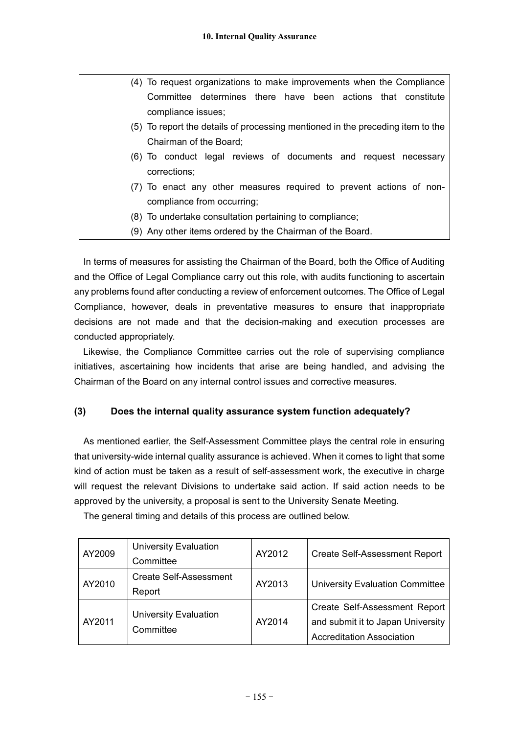| |
|---|
| (4) To request organizations to make improvements when the Compliance Committee determines there have been actions that constitute compliance issues;<br>(5) To report the details of processing mentioned in the preceding item to the Chairman of the Board;<br>(6) To conduct legal reviews of documents and request necessary corrections;<br>(7) To enact any other measures required to prevent actions of non-compliance from occurring;<br>(8) To undertake consultation pertaining to compliance;<br>(9) Any other items ordered by the Chairman of the Board. |

In terms of measures for assisting the Chairman of the Board, both the Office of Auditing and the Office of Legal Compliance carry out this role, with audits functioning to ascertain any problems found after conducting a review of enforcement outcomes. The Office of Legal Compliance, however, deals in preventative measures to ensure that inappropriate decisions are not made and that the decision-making and execution processes are conducted appropriately.

Likewise, the Compliance Committee carries out the role of supervising compliance initiatives, ascertaining how incidents that arise are being handled, and advising the Chairman of the Board on any internal control issues and corrective measures.

### (3) Does the internal quality assurance system function adequately?

As mentioned earlier, the Self-Assessment Committee plays the central role in ensuring that university-wide internal quality assurance is achieved. When it comes to light that some kind of action must be taken as a result of self-assessment work, the executive in charge will request the relevant Divisions to undertake said action. If said action needs to be approved by the university, a proposal is sent to the University Senate Meeting.

The general timing and details of this process are outlined below.

| | | | |
|---|---|---|---|
| AY2009 | University Evaluation Committee | AY2012 | Create Self-Assessment Report |
| AY2010 | Create Self-Assessment Report | AY2013 | University Evaluation Committee |
| AY2011 | University Evaluation Committee | AY2014 | Create Self-Assessment Report and submit it to Japan University Accreditation Association |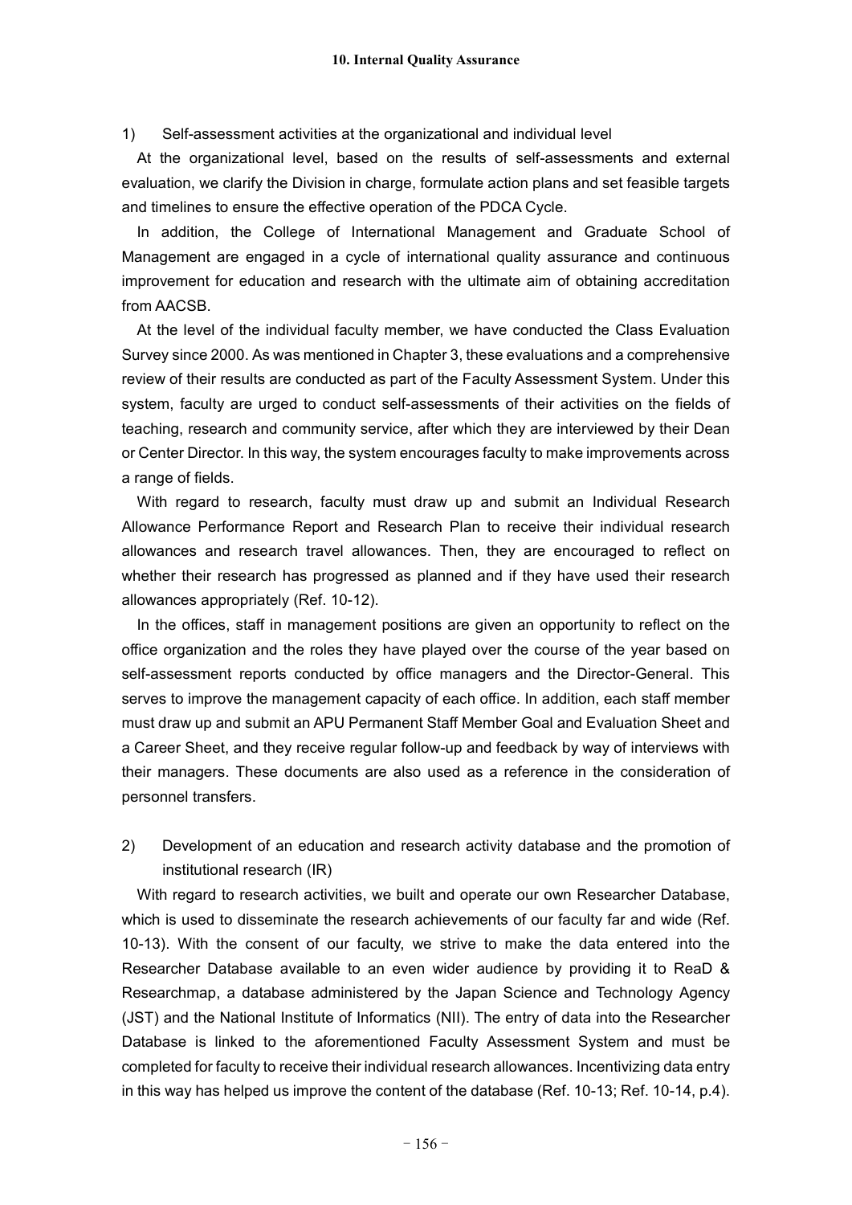1) Self-assessment activities at the organizational and individual level

At the organizational level, based on the results of self-assessments and external evaluation, we clarify the Division in charge, formulate action plans and set feasible targets and timelines to ensure the effective operation of the PDCA Cycle.

In addition, the College of International Management and Graduate School of Management are engaged in a cycle of international quality assurance and continuous improvement for education and research with the ultimate aim of obtaining accreditation from AACSB.

At the level of the individual faculty member, we have conducted the Class Evaluation Survey since 2000. As was mentioned in Chapter 3, these evaluations and a comprehensive review of their results are conducted as part of the Faculty Assessment System. Under this system, faculty are urged to conduct self-assessments of their activities on the fields of teaching, research and community service, after which they are interviewed by their Dean or Center Director. In this way, the system encourages faculty to make improvements across a range of fields.

With regard to research, faculty must draw up and submit an Individual Research Allowance Performance Report and Research Plan to receive their individual research allowances and research travel allowances. Then, they are encouraged to reflect on whether their research has progressed as planned and if they have used their research allowances appropriately (Ref. 10-12).

In the offices, staff in management positions are given an opportunity to reflect on the office organization and the roles they have played over the course of the year based on self-assessment reports conducted by office managers and the Director-General. This serves to improve the management capacity of each office. In addition, each staff member must draw up and submit an APU Permanent Staff Member Goal and Evaluation Sheet and a Career Sheet, and they receive regular follow-up and feedback by way of interviews with their managers. These documents are also used as a reference in the consideration of personnel transfers.

2) Development of an education and research activity database and the promotion of institutional research (IR)

With regard to research activities, we built and operate our own Researcher Database, which is used to disseminate the research achievements of our faculty far and wide (Ref. 10-13). With the consent of our faculty, we strive to make the data entered into the Researcher Database available to an even wider audience by providing it to ReaD & Researchmap, a database administered by the Japan Science and Technology Agency (JST) and the National Institute of Informatics (NII). The entry of data into the Researcher Database is linked to the aforementioned Faculty Assessment System and must be completed for faculty to receive their individual research allowances. Incentivizing data entry in this way has helped us improve the content of the database (Ref. 10-13; Ref. 10-14, p.4).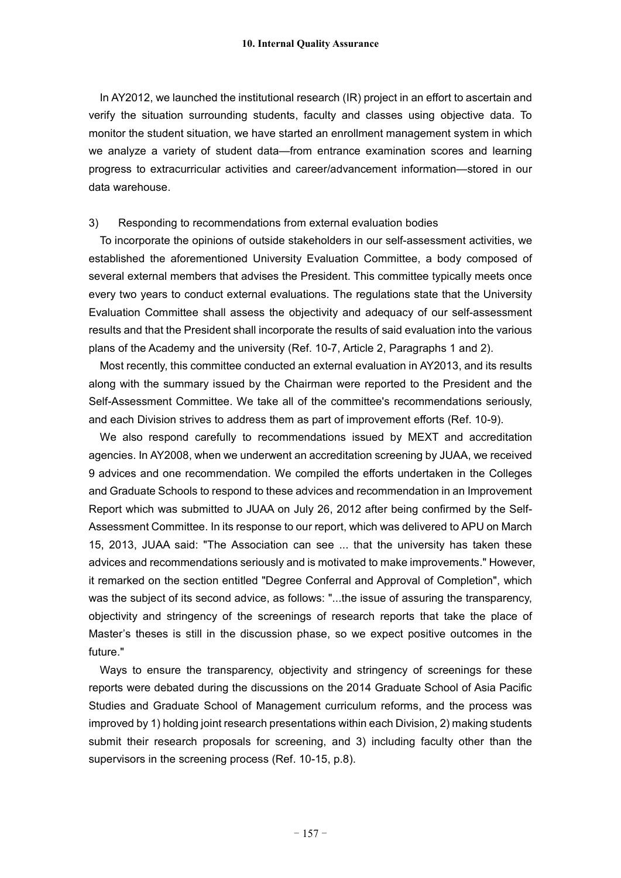In AY2012, we launched the institutional research (IR) project in an effort to ascertain and verify the situation surrounding students, faculty and classes using objective data. To monitor the student situation, we have started an enrollment management system in which we analyze a variety of student data—from entrance examination scores and learning progress to extracurricular activities and career/advancement information—stored in our data warehouse.

3) Responding to recommendations from external evaluation bodies

To incorporate the opinions of outside stakeholders in our self-assessment activities, we established the aforementioned University Evaluation Committee, a body composed of several external members that advises the President. This committee typically meets once every two years to conduct external evaluations. The regulations state that the University Evaluation Committee shall assess the objectivity and adequacy of our self-assessment results and that the President shall incorporate the results of said evaluation into the various plans of the Academy and the university (Ref. 10-7, Article 2, Paragraphs 1 and 2).

Most recently, this committee conducted an external evaluation in AY2013, and its results along with the summary issued by the Chairman were reported to the President and the Self-Assessment Committee. We take all of the committee's recommendations seriously, and each Division strives to address them as part of improvement efforts (Ref. 10-9).

We also respond carefully to recommendations issued by MEXT and accreditation agencies. In AY2008, when we underwent an accreditation screening by JUAA, we received 9 advices and one recommendation. We compiled the efforts undertaken in the Colleges and Graduate Schools to respond to these advices and recommendation in an Improvement Report which was submitted to JUAA on July 26, 2012 after being confirmed by the Self-Assessment Committee. In its response to our report, which was delivered to APU on March 15, 2013, JUAA said: "The Association can see ... that the university has taken these advices and recommendations seriously and is motivated to make improvements." However, it remarked on the section entitled "Degree Conferral and Approval of Completion", which was the subject of its second advice, as follows: "...the issue of assuring the transparency, objectivity and stringency of the screenings of research reports that take the place of Master's theses is still in the discussion phase, so we expect positive outcomes in the future."

Ways to ensure the transparency, objectivity and stringency of screenings for these reports were debated during the discussions on the 2014 Graduate School of Asia Pacific Studies and Graduate School of Management curriculum reforms, and the process was improved by 1) holding joint research presentations within each Division, 2) making students submit their research proposals for screening, and 3) including faculty other than the supervisors in the screening process (Ref. 10-15, p.8).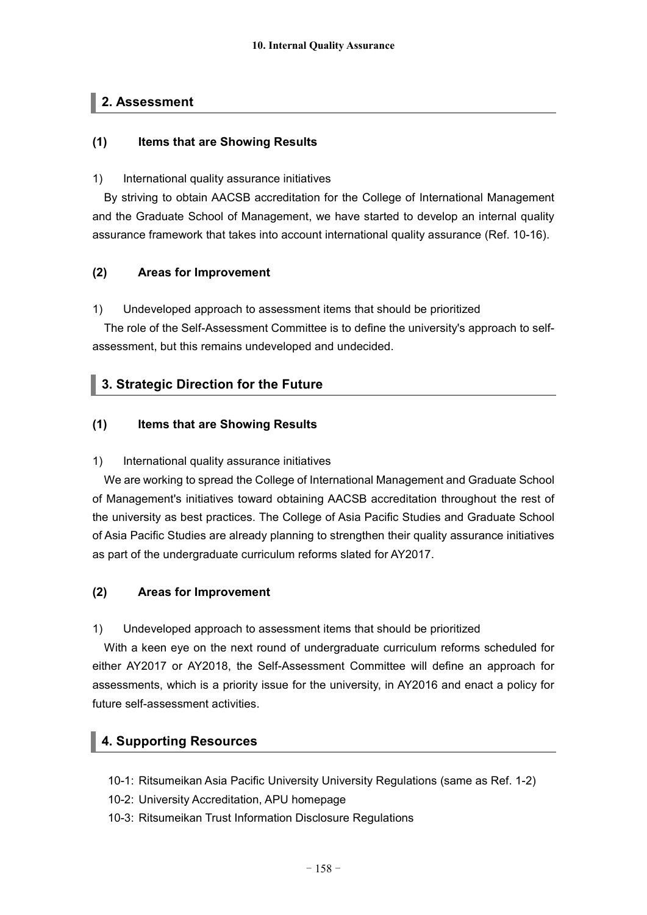## 2. Assessment

### (1) Items that are Showing Results

1) International quality assurance initiatives

By striving to obtain AACSB accreditation for the College of International Management and the Graduate School of Management, we have started to develop an internal quality assurance framework that takes into account international quality assurance (Ref. 10-16).

### (2) Areas for Improvement

1) Undeveloped approach to assessment items that should be prioritized

The role of the Self-Assessment Committee is to define the university's approach to self-assessment, but this remains undeveloped and undecided.

## 3. Strategic Direction for the Future

### (1) Items that are Showing Results

1) International quality assurance initiatives

We are working to spread the College of International Management and Graduate School of Management's initiatives toward obtaining AACSB accreditation throughout the rest of the university as best practices. The College of Asia Pacific Studies and Graduate School of Asia Pacific Studies are already planning to strengthen their quality assurance initiatives as part of the undergraduate curriculum reforms slated for AY2017.

### (2) Areas for Improvement

1) Undeveloped approach to assessment items that should be prioritized

With a keen eye on the next round of undergraduate curriculum reforms scheduled for either AY2017 or AY2018, the Self-Assessment Committee will define an approach for assessments, which is a priority issue for the university, in AY2016 and enact a policy for future self-assessment activities.

## 4. Supporting Resources

10-1: Ritsumeikan Asia Pacific University University Regulations (same as Ref. 1-2)
10-2: University Accreditation, APU homepage
10-3: Ritsumeikan Trust Information Disclosure Regulations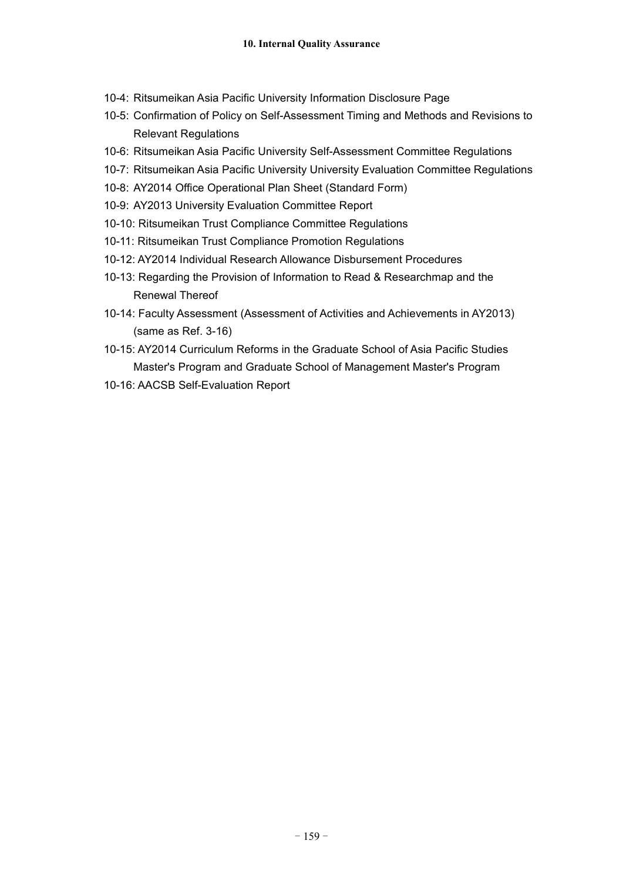- 10-4: Ritsumeikan Asia Pacific University Information Disclosure Page
- 10-5: Confirmation of Policy on Self-Assessment Timing and Methods and Revisions to Relevant Regulations
- 10-6: Ritsumeikan Asia Pacific University Self-Assessment Committee Regulations
- 10-7: Ritsumeikan Asia Pacific University University Evaluation Committee Regulations
- 10-8: AY2014 Office Operational Plan Sheet (Standard Form)
- 10-9: AY2013 University Evaluation Committee Report
- 10-10: Ritsumeikan Trust Compliance Committee Regulations
- 10-11: Ritsumeikan Trust Compliance Promotion Regulations
- 10-12: AY2014 Individual Research Allowance Disbursement Procedures
- 10-13: Regarding the Provision of Information to Read & Researchmap and the Renewal Thereof
- 10-14: Faculty Assessment (Assessment of Activities and Achievements in AY2013) (same as Ref. 3-16)
- 10-15: AY2014 Curriculum Reforms in the Graduate School of Asia Pacific Studies Master's Program and Graduate School of Management Master's Program
- 10-16: AACSB Self-Evaluation Report